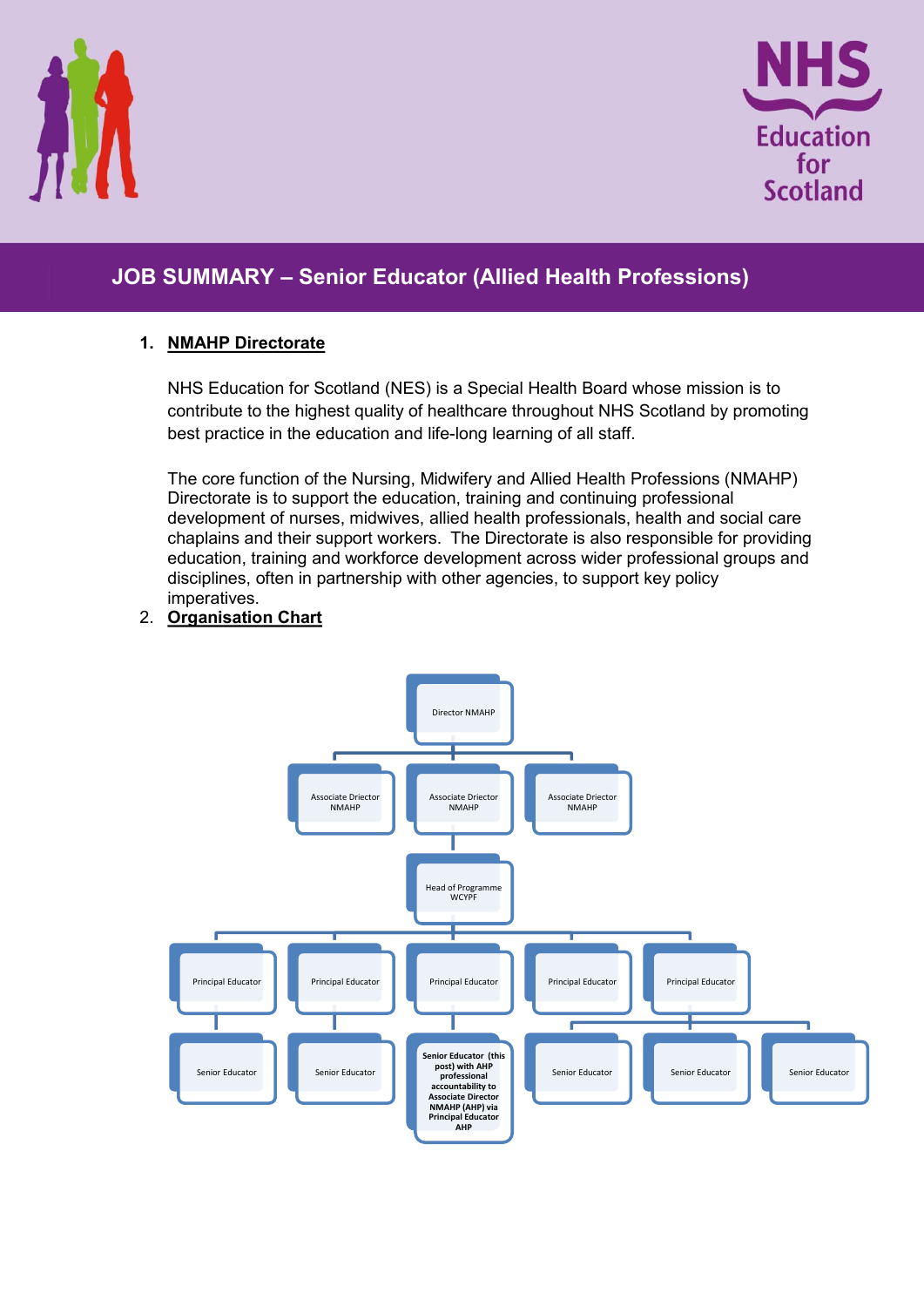# JOB SUMMARY – Senior Educator (Allied Health Professions)

1. **NMAHP Directorate**

   NHS Education for Scotland (NES) is a Special Health Board whose mission is to contribute to the highest quality of healthcare throughout NHS Scotland by promoting best practice in the education and life-long learning of all staff.

   The core function of the Nursing, Midwifery and Allied Health Professions (NMAHP) Directorate is to support the education, training and continuing professional development of nurses, midwives, allied health professionals, health and social care chaplains and their support workers. The Directorate is also responsible for providing education, training and workforce development across wider professional groups and disciplines, often in partnership with other agencies, to support key policy imperatives.

2. **Organisation Chart**

- Director NMAHP
  - Associate Drector NMAHP
  - Associate Drector NMAHP
    - Head of Programme WCYPF
      - Principal Educator
        - Senior Educator
      - Principal Educator
        - Senior Educator
      - Principal Educator
        - **Senior Educator (this post) with AHP professional accountability to Associate Director NMAHP (AHP) via Principal Educator AHP**
      - Principal Educator
      - Principal Educator
        - Senior Educator
        - Senior Educator
        - Senior Educator
  - Associate Drector NMAHP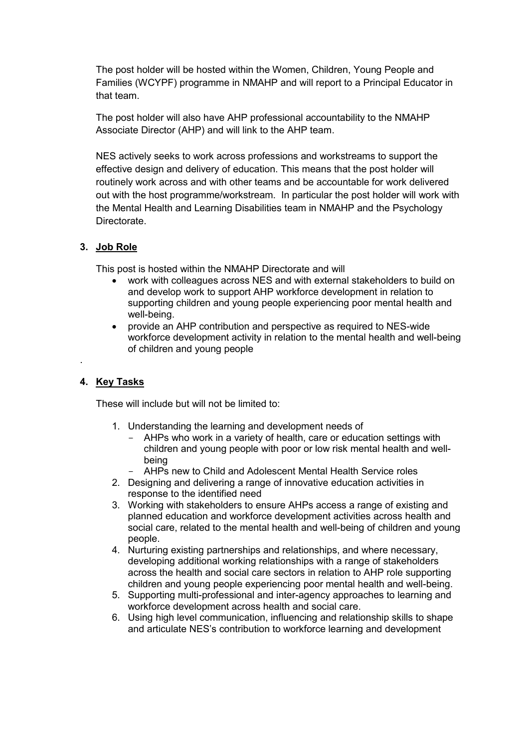The post holder will be hosted within the Women, Children, Young People and Families (WCYPF) programme in NMAHP and will report to a Principal Educator in that team.

The post holder will also have AHP professional accountability to the NMAHP Associate Director (AHP) and will link to the AHP team.

NES actively seeks to work across professions and workstreams to support the effective design and delivery of education. This means that the post holder will routinely work across and with other teams and be accountable for work delivered out with the host programme/workstream. In particular the post holder will work with the Mental Health and Learning Disabilities team in NMAHP and the Psychology Directorate.

## 3. Job Role

This post is hosted within the NMAHP Directorate and will

- work with colleagues across NES and with external stakeholders to build on and develop work to support AHP workforce development in relation to supporting children and young people experiencing poor mental health and well-being.
- provide an AHP contribution and perspective as required to NES-wide workforce development activity in relation to the mental health and well-being of children and young people

.

## 4. Key Tasks

These will include but will not be limited to:

1. Understanding the learning and development needs of
   - AHPs who work in a variety of health, care or education settings with children and young people with poor or low risk mental health and well-being
   - AHPs new to Child and Adolescent Mental Health Service roles
2. Designing and delivering a range of innovative education activities in response to the identified need
3. Working with stakeholders to ensure AHPs access a range of existing and planned education and workforce development activities across health and social care, related to the mental health and well-being of children and young people.
4. Nurturing existing partnerships and relationships, and where necessary, developing additional working relationships with a range of stakeholders across the health and social care sectors in relation to AHP role supporting children and young people experiencing poor mental health and well-being.
5. Supporting multi-professional and inter-agency approaches to learning and workforce development across health and social care.
6. Using high level communication, influencing and relationship skills to shape and articulate NES's contribution to workforce learning and development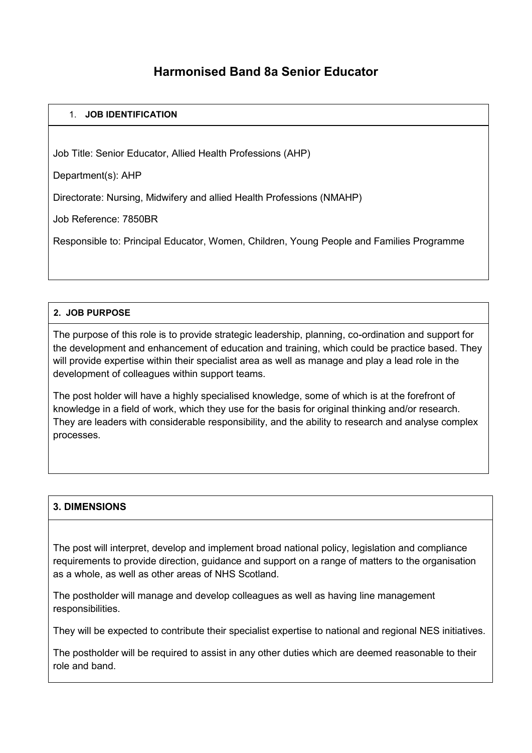# Harmonised Band 8a Senior Educator

## 1. JOB IDENTIFICATION

Job Title: Senior Educator, Allied Health Professions (AHP)

Department(s): AHP

Directorate: Nursing, Midwifery and allied Health Professions (NMAHP)

Job Reference: 7850BR

Responsible to: Principal Educator, Women, Children, Young People and Families Programme

## 2. JOB PURPOSE

The purpose of this role is to provide strategic leadership, planning, co-ordination and support for the development and enhancement of education and training, which could be practice based. They will provide expertise within their specialist area as well as manage and play a lead role in the development of colleagues within support teams.

The post holder will have a highly specialised knowledge, some of which is at the forefront of knowledge in a field of work, which they use for the basis for original thinking and/or research. They are leaders with considerable responsibility, and the ability to research and analyse complex processes.

## 3. DIMENSIONS

The post will interpret, develop and implement broad national policy, legislation and compliance requirements to provide direction, guidance and support on a range of matters to the organisation as a whole, as well as other areas of NHS Scotland.

The postholder will manage and develop colleagues as well as having line management responsibilities.

They will be expected to contribute their specialist expertise to national and regional NES initiatives.

The postholder will be required to assist in any other duties which are deemed reasonable to their role and band.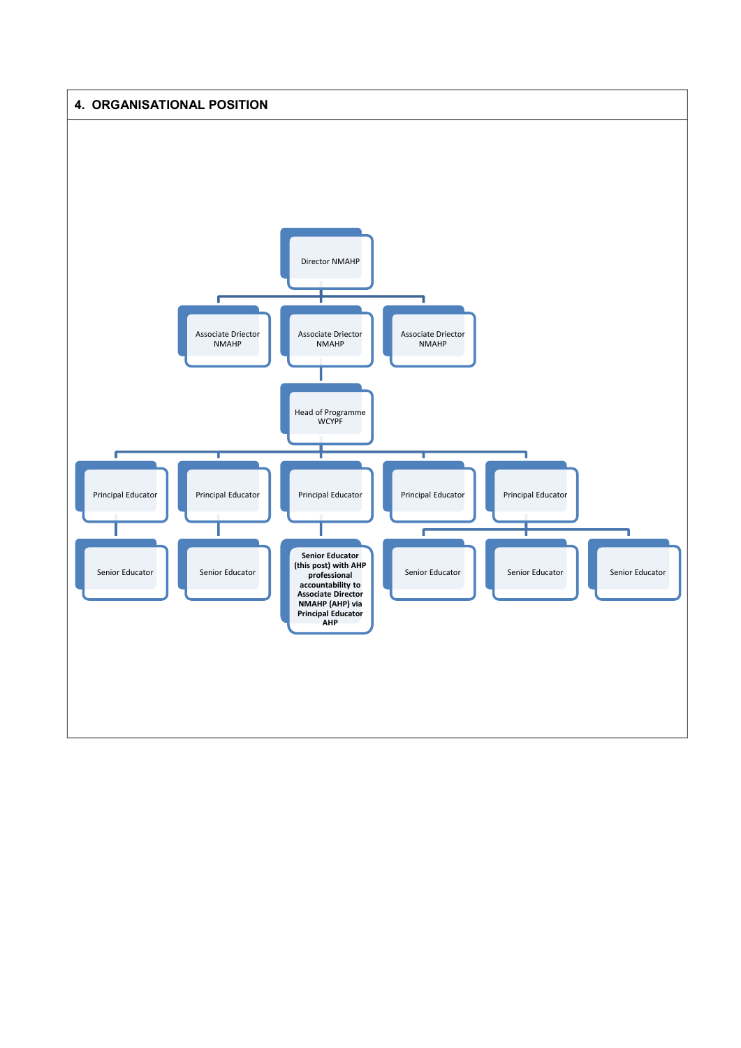## 4. ORGANISATIONAL POSITION

- Director NMAHP
  - Associate Director NMAHP
  - Associate Director NMAHP
    - Head of Programme WCYPF
      - Principal Educator
        - Senior Educator
      - Principal Educator
        - Senior Educator
      - Principal Educator
        - **Senior Educator (this post) with AHP professional accountability to Associate Director NMAHP (AHP) via Principal Educator AHP**
      - Principal Educator
      - Principal Educator
        - Senior Educator
        - Senior Educator
        - Senior Educator
  - Associate Director NMAHP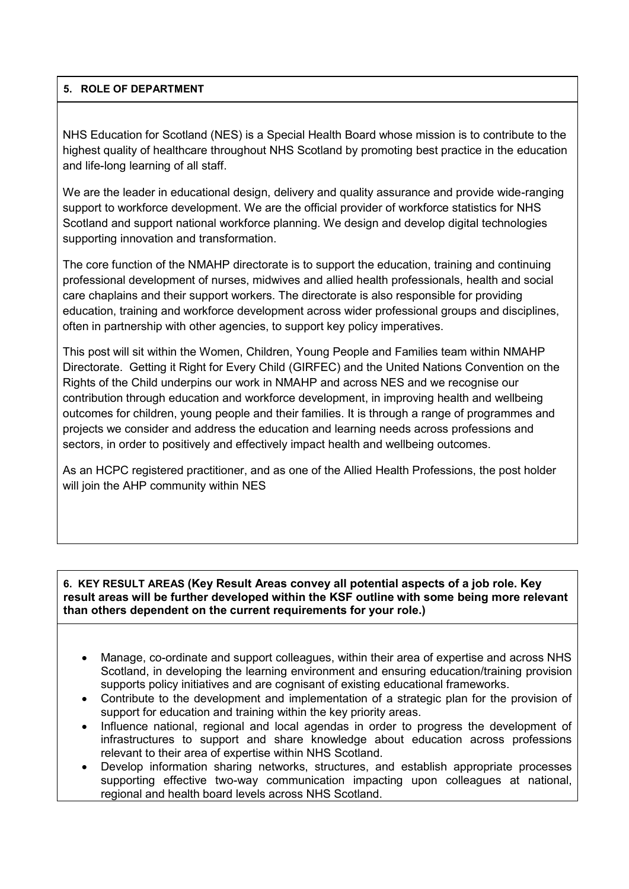## 5. ROLE OF DEPARTMENT

NHS Education for Scotland (NES) is a Special Health Board whose mission is to contribute to the highest quality of healthcare throughout NHS Scotland by promoting best practice in the education and life-long learning of all staff.

We are the leader in educational design, delivery and quality assurance and provide wide-ranging support to workforce development. We are the official provider of workforce statistics for NHS Scotland and support national workforce planning. We design and develop digital technologies supporting innovation and transformation.

The core function of the NMAHP directorate is to support the education, training and continuing professional development of nurses, midwives and allied health professionals, health and social care chaplains and their support workers. The directorate is also responsible for providing education, training and workforce development across wider professional groups and disciplines, often in partnership with other agencies, to support key policy imperatives.

This post will sit within the Women, Children, Young People and Families team within NMAHP Directorate. Getting it Right for Every Child (GIRFEC) and the United Nations Convention on the Rights of the Child underpins our work in NMAHP and across NES and we recognise our contribution through education and workforce development, in improving health and wellbeing outcomes for children, young people and their families. It is through a range of programmes and projects we consider and address the education and learning needs across professions and sectors, in order to positively and effectively impact health and wellbeing outcomes.

As an HCPC registered practitioner, and as one of the Allied Health Professions, the post holder will join the AHP community within NES

## 6. KEY RESULT AREAS (Key Result Areas convey all potential aspects of a job role. Key result areas will be further developed within the KSF outline with some being more relevant than others dependent on the current requirements for your role.)

- Manage, co-ordinate and support colleagues, within their area of expertise and across NHS Scotland, in developing the learning environment and ensuring education/training provision supports policy initiatives and are cognisant of existing educational frameworks.
- Contribute to the development and implementation of a strategic plan for the provision of support for education and training within the key priority areas.
- Influence national, regional and local agendas in order to progress the development of infrastructures to support and share knowledge about education across professions relevant to their area of expertise within NHS Scotland.
- Develop information sharing networks, structures, and establish appropriate processes supporting effective two-way communication impacting upon colleagues at national, regional and health board levels across NHS Scotland.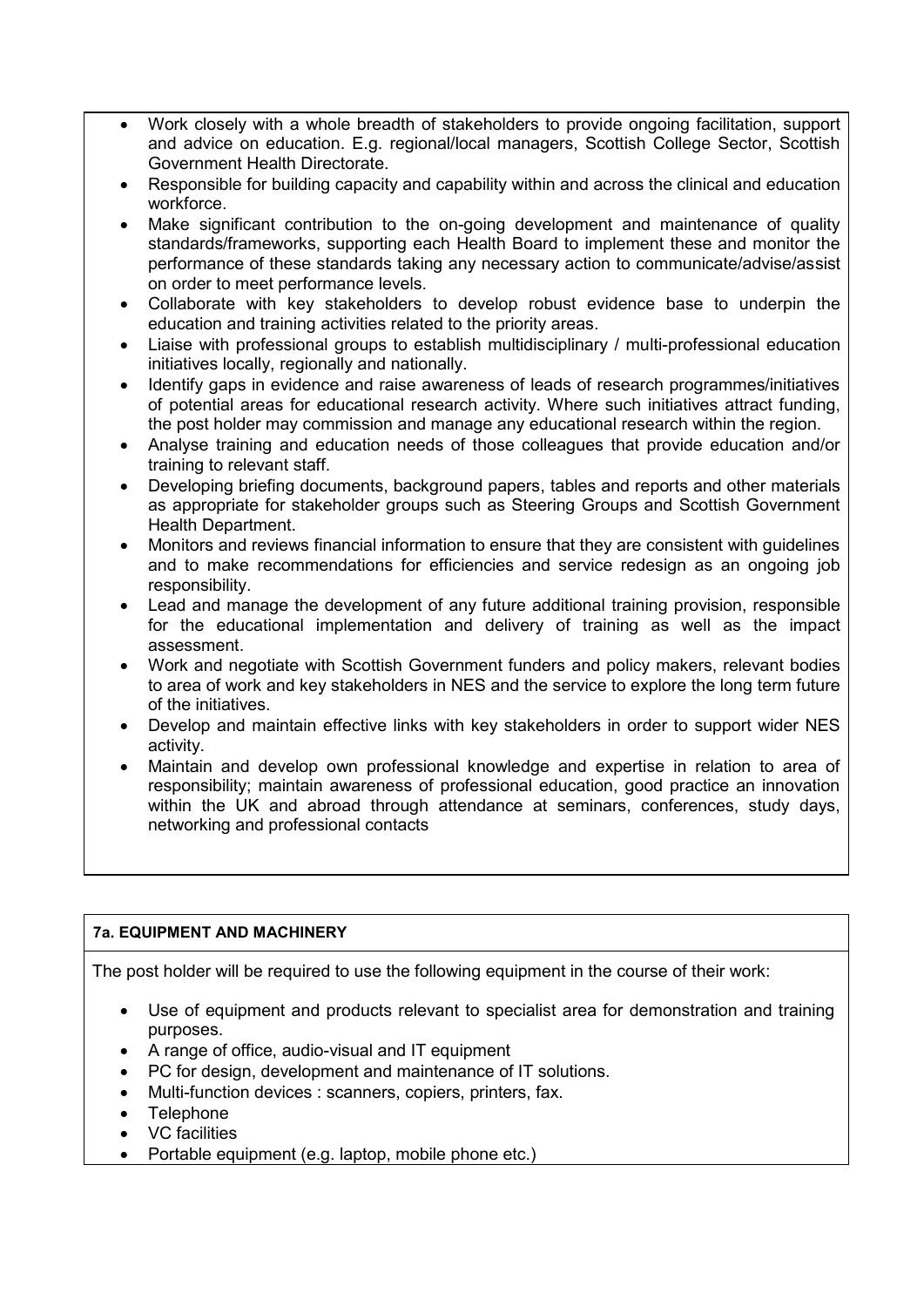- Work closely with a whole breadth of stakeholders to provide ongoing facilitation, support and advice on education. E.g. regional/local managers, Scottish College Sector, Scottish Government Health Directorate.
- Responsible for building capacity and capability within and across the clinical and education workforce.
- Make significant contribution to the on-going development and maintenance of quality standards/frameworks, supporting each Health Board to implement these and monitor the performance of these standards taking any necessary action to communicate/advise/assist on order to meet performance levels.
- Collaborate with key stakeholders to develop robust evidence base to underpin the education and training activities related to the priority areas.
- Liaise with professional groups to establish multidisciplinary / multi-professional education initiatives locally, regionally and nationally.
- Identify gaps in evidence and raise awareness of leads of research programmes/initiatives of potential areas for educational research activity. Where such initiatives attract funding, the post holder may commission and manage any educational research within the region.
- Analyse training and education needs of those colleagues that provide education and/or training to relevant staff.
- Developing briefing documents, background papers, tables and reports and other materials as appropriate for stakeholder groups such as Steering Groups and Scottish Government Health Department.
- Monitors and reviews financial information to ensure that they are consistent with guidelines and to make recommendations for efficiencies and service redesign as an ongoing job responsibility.
- Lead and manage the development of any future additional training provision, responsible for the educational implementation and delivery of training as well as the impact assessment.
- Work and negotiate with Scottish Government funders and policy makers, relevant bodies to area of work and key stakeholders in NES and the service to explore the long term future of the initiatives.
- Develop and maintain effective links with key stakeholders in order to support wider NES activity.
- Maintain and develop own professional knowledge and expertise in relation to area of responsibility; maintain awareness of professional education, good practice an innovation within the UK and abroad through attendance at seminars, conferences, study days, networking and professional contacts

**7a. EQUIPMENT AND MACHINERY**

The post holder will be required to use the following equipment in the course of their work:

- Use of equipment and products relevant to specialist area for demonstration and training purposes.
- A range of office, audio-visual and IT equipment
- PC for design, development and maintenance of IT solutions.
- Multi-function devices : scanners, copiers, printers, fax.
- Telephone
- VC facilities
- Portable equipment (e.g. laptop, mobile phone etc.)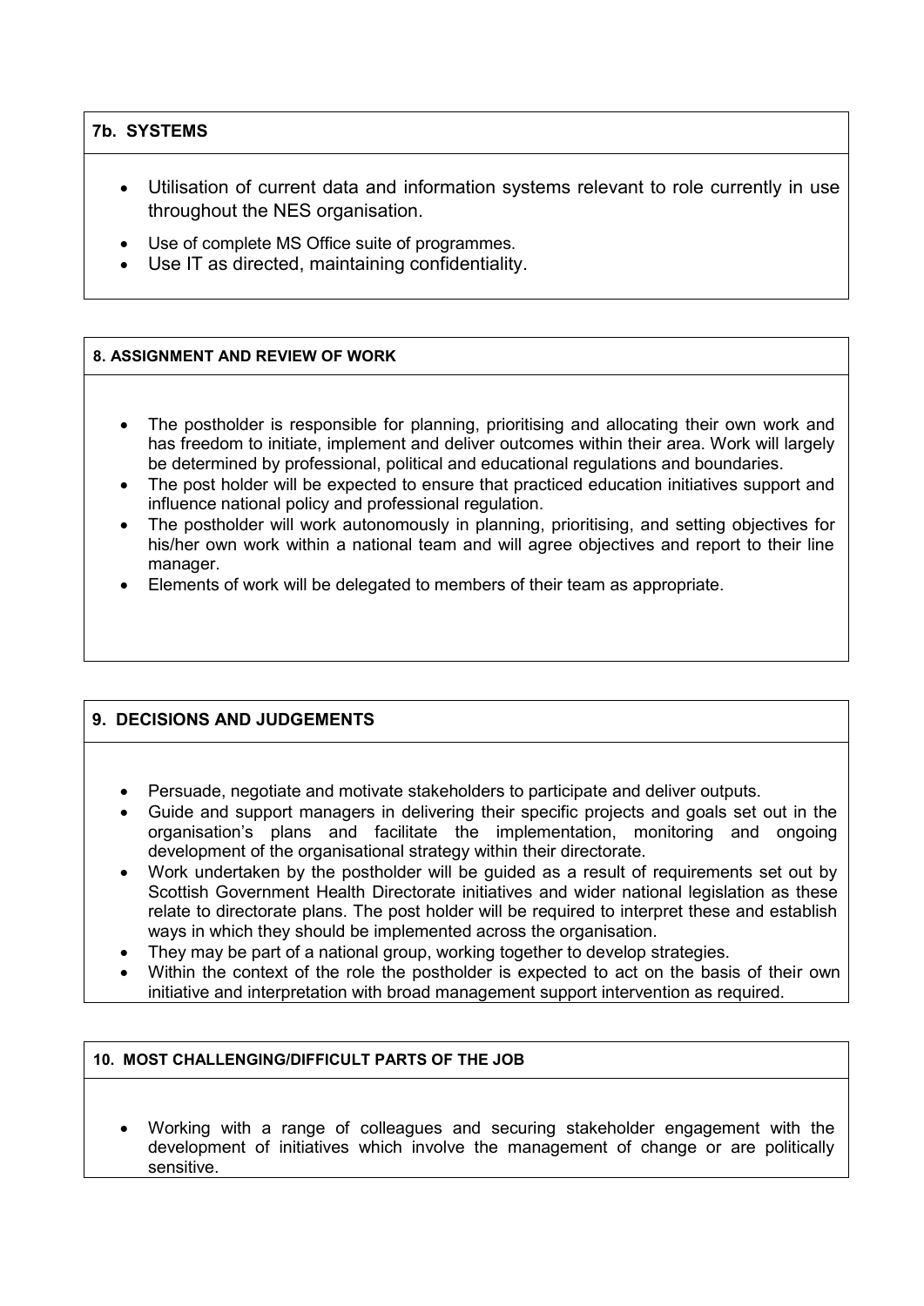## 7b. SYSTEMS

- Utilisation of current data and information systems relevant to role currently in use throughout the NES organisation.
- Use of complete MS Office suite of programmes.
- Use IT as directed, maintaining confidentiality.

## 8. ASSIGNMENT AND REVIEW OF WORK

- The postholder is responsible for planning, prioritising and allocating their own work and has freedom to initiate, implement and deliver outcomes within their area. Work will largely be determined by professional, political and educational regulations and boundaries.
- The post holder will be expected to ensure that practiced education initiatives support and influence national policy and professional regulation.
- The postholder will work autonomously in planning, prioritising, and setting objectives for his/her own work within a national team and will agree objectives and report to their line manager.
- Elements of work will be delegated to members of their team as appropriate.

## 9. DECISIONS AND JUDGEMENTS

- Persuade, negotiate and motivate stakeholders to participate and deliver outputs.
- Guide and support managers in delivering their specific projects and goals set out in the organisation's plans and facilitate the implementation, monitoring and ongoing development of the organisational strategy within their directorate.
- Work undertaken by the postholder will be guided as a result of requirements set out by Scottish Government Health Directorate initiatives and wider national legislation as these relate to directorate plans. The post holder will be required to interpret these and establish ways in which they should be implemented across the organisation.
- They may be part of a national group, working together to develop strategies.
- Within the context of the role the postholder is expected to act on the basis of their own initiative and interpretation with broad management support intervention as required.

## 10. MOST CHALLENGING/DIFFICULT PARTS OF THE JOB

- Working with a range of colleagues and securing stakeholder engagement with the development of initiatives which involve the management of change or are politically sensitive.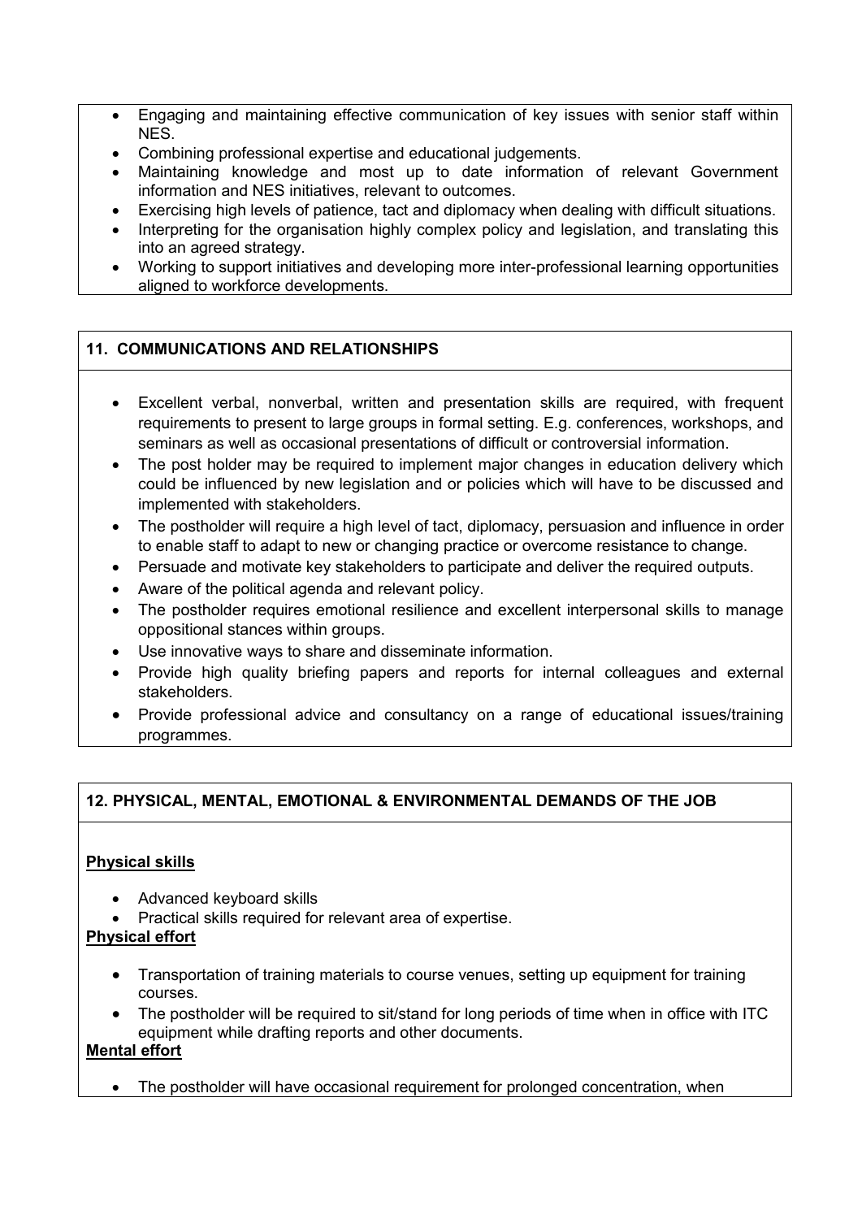- Engaging and maintaining effective communication of key issues with senior staff within NES.
- Combining professional expertise and educational judgements.
- Maintaining knowledge and most up to date information of relevant Government information and NES initiatives, relevant to outcomes.
- Exercising high levels of patience, tact and diplomacy when dealing with difficult situations.
- Interpreting for the organisation highly complex policy and legislation, and translating this into an agreed strategy.
- Working to support initiatives and developing more inter-professional learning opportunities aligned to workforce developments.

## 11. COMMUNICATIONS AND RELATIONSHIPS

- Excellent verbal, nonverbal, written and presentation skills are required, with frequent requirements to present to large groups in formal setting. E.g. conferences, workshops, and seminars as well as occasional presentations of difficult or controversial information.
- The post holder may be required to implement major changes in education delivery which could be influenced by new legislation and or policies which will have to be discussed and implemented with stakeholders.
- The postholder will require a high level of tact, diplomacy, persuasion and influence in order to enable staff to adapt to new or changing practice or overcome resistance to change.
- Persuade and motivate key stakeholders to participate and deliver the required outputs.
- Aware of the political agenda and relevant policy.
- The postholder requires emotional resilience and excellent interpersonal skills to manage oppositional stances within groups.
- Use innovative ways to share and disseminate information.
- Provide high quality briefing papers and reports for internal colleagues and external stakeholders.
- Provide professional advice and consultancy on a range of educational issues/training programmes.

## 12. PHYSICAL, MENTAL, EMOTIONAL & ENVIRONMENTAL DEMANDS OF THE JOB

**Physical skills**

- Advanced keyboard skills
- Practical skills required for relevant area of expertise.

**Physical effort**

- Transportation of training materials to course venues, setting up equipment for training courses.
- The postholder will be required to sit/stand for long periods of time when in office with ITC equipment while drafting reports and other documents.

**Mental effort**

- The postholder will have occasional requirement for prolonged concentration, when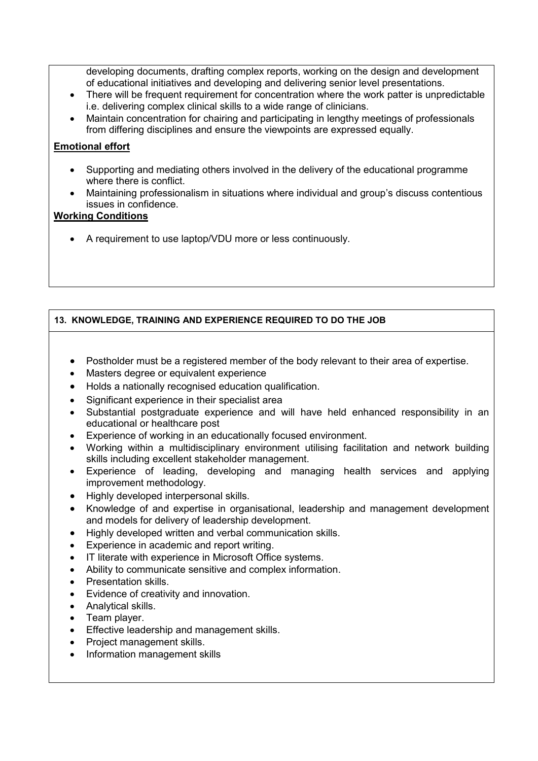developing documents, drafting complex reports, working on the design and development of educational initiatives and developing and delivering senior level presentations.

- There will be frequent requirement for concentration where the work patter is unpredictable i.e. delivering complex clinical skills to a wide range of clinicians.
- Maintain concentration for chairing and participating in lengthy meetings of professionals from differing disciplines and ensure the viewpoints are expressed equally.

**Emotional effort**

- Supporting and mediating others involved in the delivery of the educational programme where there is conflict.
- Maintaining professionalism in situations where individual and group's discuss contentious issues in confidence.

**Working Conditions**

- A requirement to use laptop/VDU more or less continuously.

## 13. KNOWLEDGE, TRAINING AND EXPERIENCE REQUIRED TO DO THE JOB

- Postholder must be a registered member of the body relevant to their area of expertise.
- Masters degree or equivalent experience
- Holds a nationally recognised education qualification.
- Significant experience in their specialist area
- Substantial postgraduate experience and will have held enhanced responsibility in an educational or healthcare post
- Experience of working in an educationally focused environment.
- Working within a multidisciplinary environment utilising facilitation and network building skills including excellent stakeholder management.
- Experience of leading, developing and managing health services and applying improvement methodology.
- Highly developed interpersonal skills.
- Knowledge of and expertise in organisational, leadership and management development and models for delivery of leadership development.
- Highly developed written and verbal communication skills.
- Experience in academic and report writing.
- IT literate with experience in Microsoft Office systems.
- Ability to communicate sensitive and complex information.
- Presentation skills.
- Evidence of creativity and innovation.
- Analytical skills.
- Team player.
- Effective leadership and management skills.
- Project management skills.
- Information management skills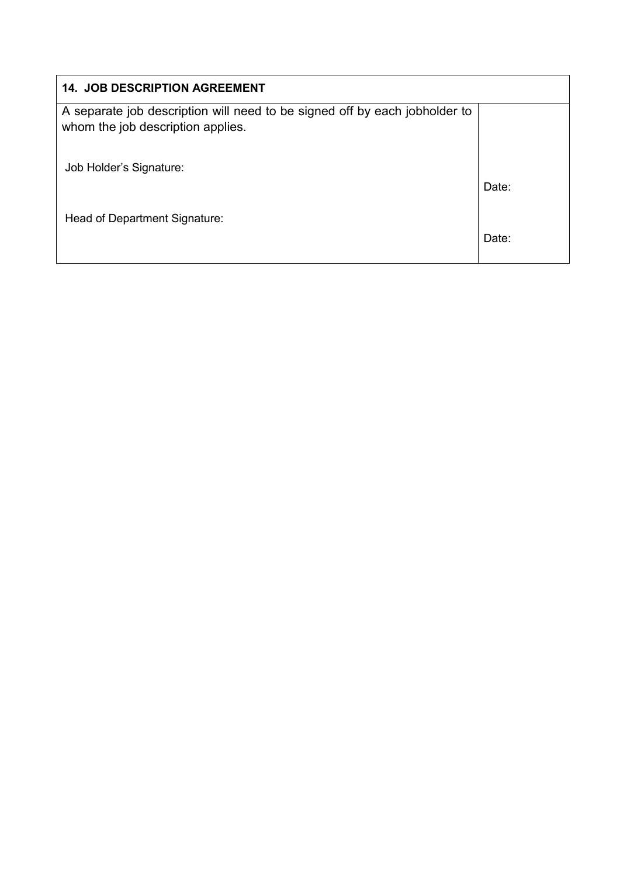| 14. JOB DESCRIPTION AGREEMENT | |
|---|---|
| A separate job description will need to be signed off by each jobholder to whom the job description applies.<br><br>Job Holder's Signature:<br><br>Head of Department Signature: | <br><br><br>Date:<br><br>Date: |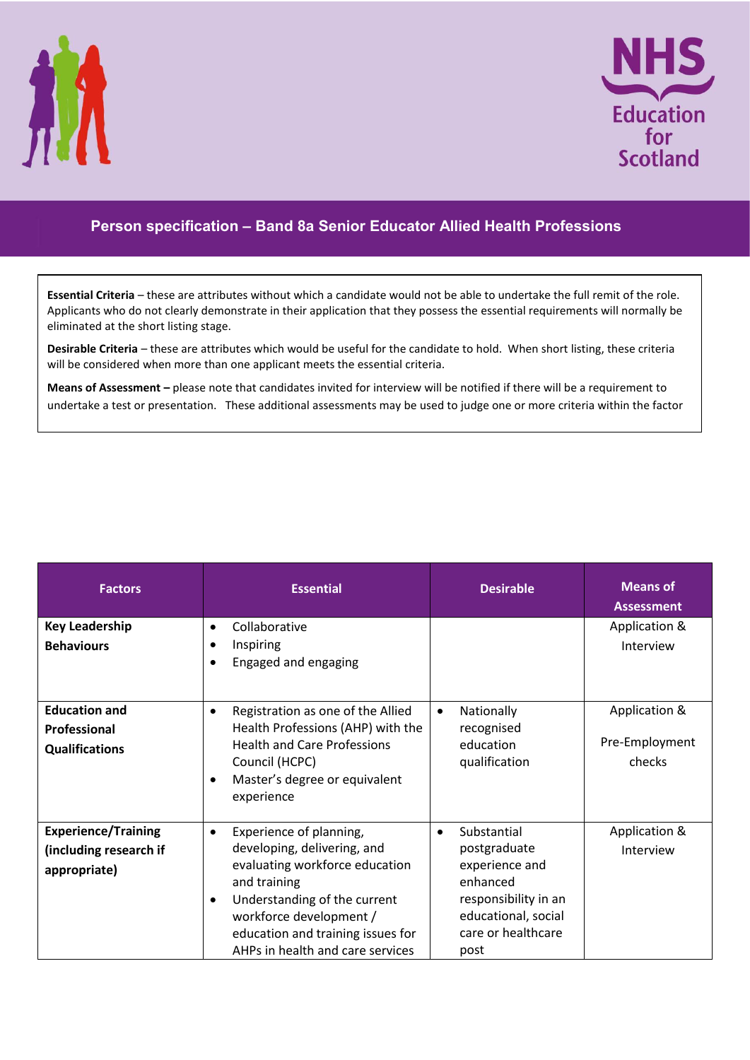# Person specification – Band 8a Senior Educator Allied Health Professions

**Essential Criteria** – these are attributes without which a candidate would not be able to undertake the full remit of the role. Applicants who do not clearly demonstrate in their application that they possess the essential requirements will normally be eliminated at the short listing stage.

**Desirable Criteria** – these are attributes which would be useful for the candidate to hold. When short listing, these criteria will be considered when more than one applicant meets the essential criteria.

**Means of Assessment –** please note that candidates invited for interview will be notified if there will be a requirement to undertake a test or presentation. These additional assessments may be used to judge one or more criteria within the factor

| Factors | Essential | Desirable | Means of Assessment |
|---|---|---|---|
| **Key Leadership Behaviours** | • Collaborative<br>• Inspiring<br>• Engaged and engaging | | Application & Interview |
| **Education and Professional Qualifications** | • Registration as one of the Allied Health Professions (AHP) with the Health and Care Professions Council (HCPC)<br>• Master's degree or equivalent experience | • Nationally recognised education qualification | Application & Pre-Employment checks |
| **Experience/Training (including research if appropriate)** | • Experience of planning, developing, delivering, and evaluating workforce education and training<br>• Understanding of the current workforce development / education and training issues for AHPs in health and care services | • Substantial postgraduate experience and enhanced responsibility in an educational, social care or healthcare post | Application & Interview |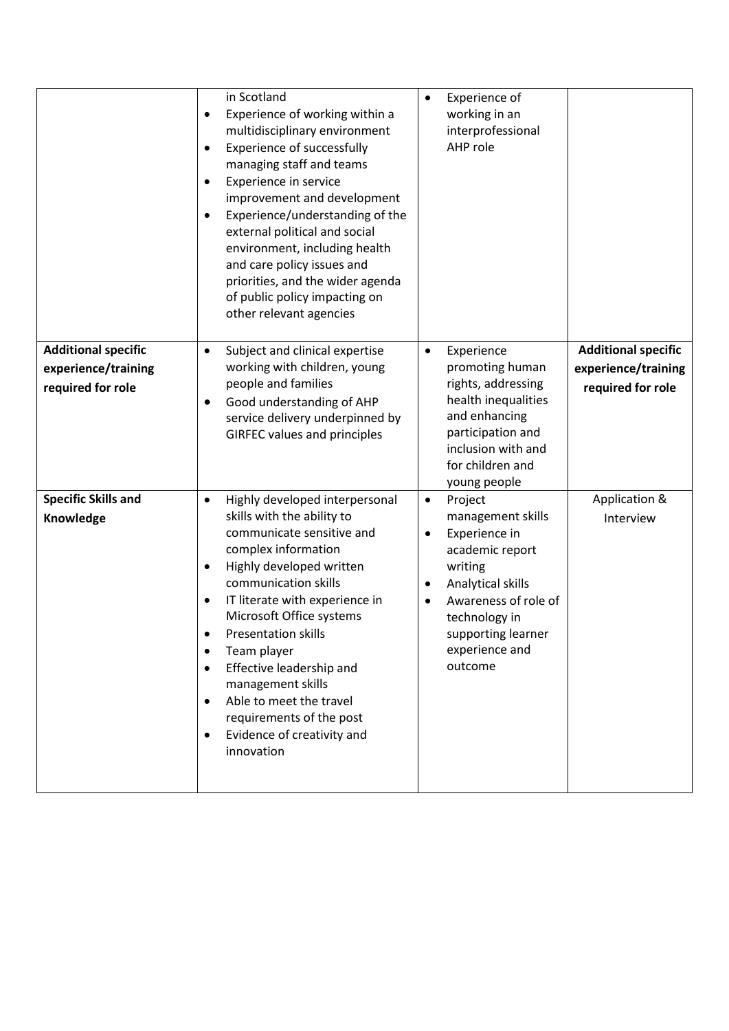| | | | |
|---|---|---|---|
| | in Scotland<br>• Experience of working within a multidisciplinary environment<br>• Experience of successfully managing staff and teams<br>• Experience in service improvement and development<br>• Experience/understanding of the external political and social environment, including health and care policy issues and priorities, and the wider agenda of public policy impacting on other relevant agencies | • Experience of working in an interprofessional AHP role | |
| **Additional specific experience/training required for role** | • Subject and clinical expertise working with children, young people and families<br>• Good understanding of AHP service delivery underpinned by GIRFEC values and principles | • Experience promoting human rights, addressing health inequalities and enhancing participation and inclusion with and for children and young people | **Additional specific experience/training required for role** |
| **Specific Skills and Knowledge** | • Highly developed interpersonal skills with the ability to communicate sensitive and complex information<br>• Highly developed written communication skills<br>• IT literate with experience in Microsoft Office systems<br>• Presentation skills<br>• Team player<br>• Effective leadership and management skills<br>• Able to meet the travel requirements of the post<br>• Evidence of creativity and innovation | • Project management skills<br>• Experience in academic report writing<br>• Analytical skills<br>• Awareness of role of technology in supporting learner experience and outcome | Application & Interview |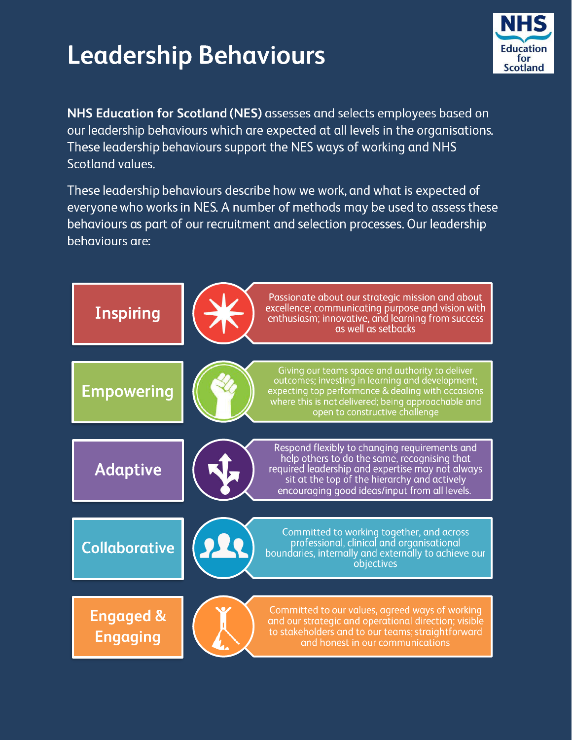# Leadership Behaviours

**NHS Education for Scotland (NES)** assesses and selects employees based on our leadership behaviours which are expected at all levels in the organisations. These leadership behaviours support the NES ways of working and NHS Scotland values.

These leadership behaviours describe how we work, and what is expected of everyone who works in NES. A number of methods may be used to assess these behaviours as part of our recruitment and selection processes. Our leadership behaviours are:

**Inspiring**

Passionate about our strategic mission and about excellence; communicating purpose and vision with enthusiasm; innovative, and learning from success as well as setbacks

**Empowering**

Giving our teams space and authority to deliver outcomes; investing in learning and development; expecting top performance & dealing with occasions where this is not delivered; being approachable and open to constructive challenge

**Adaptive**

Respond flexibly to changing requirements and help others to do the same, recognising that required leadership and expertise may not always sit at the top of the hierarchy and actively encouraging good ideas/input from all levels.

**Collaborative**

Committed to working together, and across professional, clinical and organisational boundaries, internally and externally to achieve our objectives

**Engaged & Engaging**

Committed to our values, agreed ways of working and our strategic and operational direction; visible to stakeholders and to our teams; straightforward and honest in our communications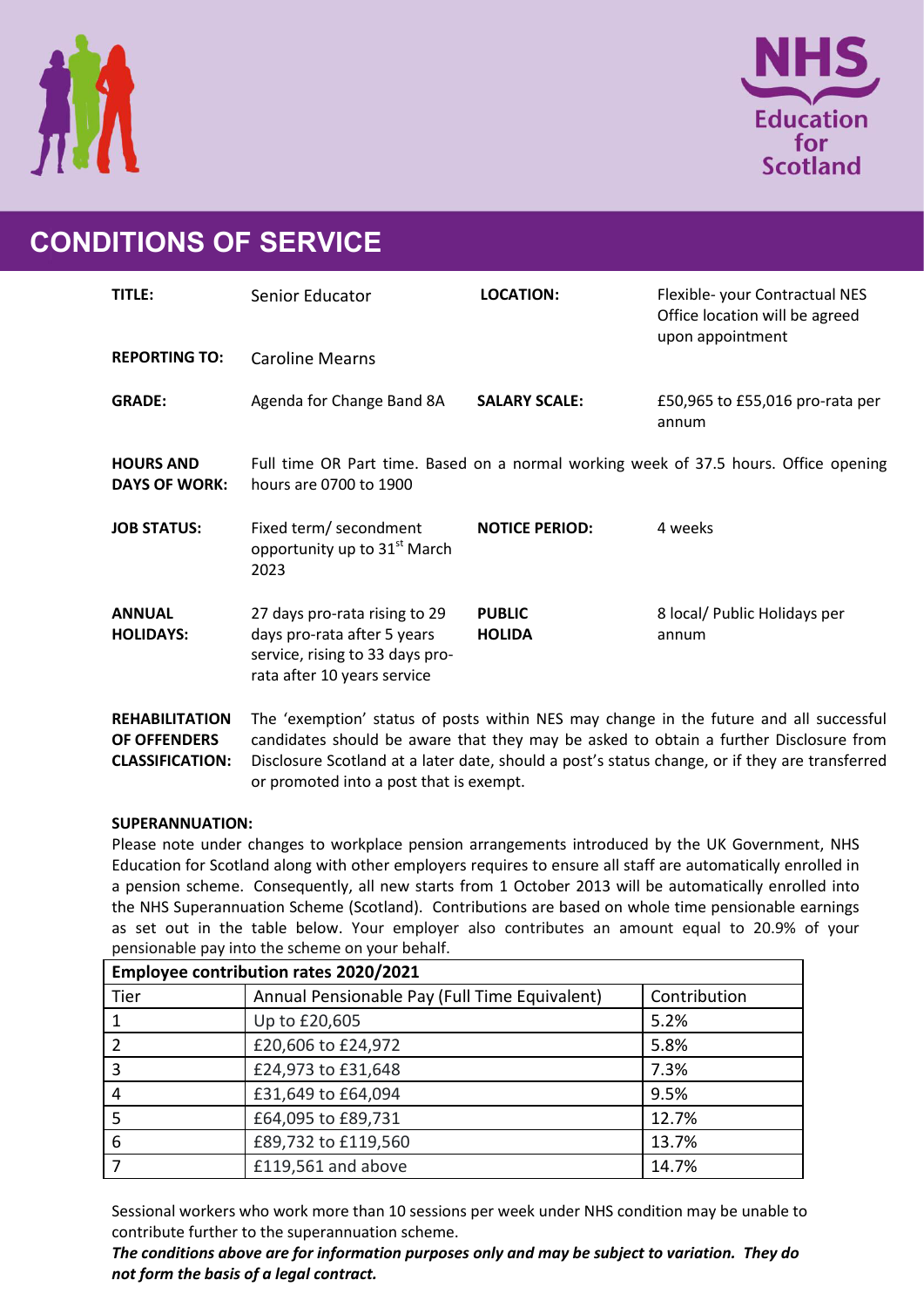# CONDITIONS OF SERVICE

| | | | |
|---|---|---|---|
| **TITLE:** | Senior Educator | **LOCATION:** | Flexible- your Contractual NES Office location will be agreed upon appointment |
| **REPORTING TO:** | Caroline Mearns | | |
| **GRADE:** | Agenda for Change Band 8A | **SALARY SCALE:** | £50,965 to £55,016 pro-rata per annum |
| **HOURS AND DAYS OF WORK:** | Full time OR Part time. Based on a normal working week of 37.5 hours. Office opening hours are 0700 to 1900 | | |
| **JOB STATUS:** | Fixed term/ secondment opportunity up to 31st March 2023 | **NOTICE PERIOD:** | 4 weeks |
| **ANNUAL HOLIDAYS:** | 27 days pro-rata rising to 29 days pro-rata after 5 years service, rising to 33 days pro-rata after 10 years service | **PUBLIC HOLIDA** | 8 local/ Public Holidays per annum |
| **REHABILITATION OF OFFENDERS CLASSIFICATION:** | The 'exemption' status of posts within NES may change in the future and all successful candidates should be aware that they may be asked to obtain a further Disclosure from Disclosure Scotland at a later date, should a post's status change, or if they are transferred or promoted into a post that is exempt. | | |

**SUPERANNUATION:**

Please note under changes to workplace pension arrangements introduced by the UK Government, NHS Education for Scotland along with other employers requires to ensure all staff are automatically enrolled in a pension scheme. Consequently, all new starts from 1 October 2013 will be automatically enrolled into the NHS Superannuation Scheme (Scotland). Contributions are based on whole time pensionable earnings as set out in the table below. Your employer also contributes an amount equal to 20.9% of your pensionable pay into the scheme on your behalf.

| Employee contribution rates 2020/2021 | | |
|---|---|---|
| Tier | Annual Pensionable Pay (Full Time Equivalent) | Contribution |
| 1 | Up to £20,605 | 5.2% |
| 2 | £20,606 to £24,972 | 5.8% |
| 3 | £24,973 to £31,648 | 7.3% |
| 4 | £31,649 to £64,094 | 9.5% |
| 5 | £64,095 to £89,731 | 12.7% |
| 6 | £89,732 to £119,560 | 13.7% |
| 7 | £119,561 and above | 14.7% |

Sessional workers who work more than 10 sessions per week under NHS condition may be unable to contribute further to the superannuation scheme.

***The conditions above are for information purposes only and may be subject to variation. They do not form the basis of a legal contract.***